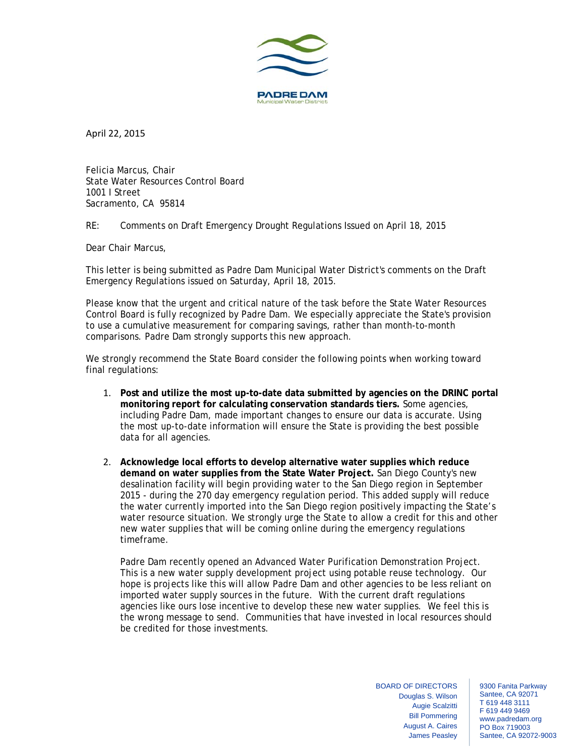PADRE DAM
Municipal Water District

April 22, 2015

Felicia Marcus, Chair
State Water Resources Control Board
1001 I Street
Sacramento, CA 95814

RE: Comments on Draft Emergency Drought Regulations Issued on April 18, 2015

Dear Chair Marcus,

This letter is being submitted as Padre Dam Municipal Water District's comments on the Draft Emergency Regulations issued on Saturday, April 18, 2015.

Please know that the urgent and critical nature of the task before the State Water Resources Control Board is fully recognized by Padre Dam. We especially appreciate the State's provision to use a cumulative measurement for comparing savings, rather than month-to-month comparisons. Padre Dam strongly supports this new approach.

We strongly recommend the State Board consider the following points when working toward final regulations:

1. **Post and utilize the most up-to-date data submitted by agencies on the DRINC portal monitoring report for calculating conservation standards tiers.** Some agencies, including Padre Dam, made important changes to ensure our data is accurate. Using the most up-to-date information will ensure the State is providing the best possible data for all agencies.

2. **Acknowledge local efforts to develop alternative water supplies which reduce demand on water supplies from the State Water Project.** San Diego County's new desalination facility will begin providing water to the San Diego region in September 2015 - during the 270 day emergency regulation period. This added supply will reduce the water currently imported into the San Diego region positively impacting the State's water resource situation. We strongly urge the State to allow a credit for this and other new water supplies that will be coming online during the emergency regulations timeframe.

   Padre Dam recently opened an Advanced Water Purification Demonstration Project. This is a new water supply development project using potable reuse technology. Our hope is projects like this will allow Padre Dam and other agencies to be less reliant on imported water supply sources in the future. With the current draft regulations agencies like ours lose incentive to develop these new water supplies. We feel this is the wrong message to send. Communities that have invested in local resources should be credited for those investments.

BOARD OF DIRECTORS
Douglas S. Wilson
Augie Scalzitti
Bill Pommering
August A. Caires
James Peasley

9300 Fanita Parkway
Santee, CA 92071
T 619 448 3111
F 619 449 9469
www.padredam.org
PO Box 719003
Santee, CA 92072-9003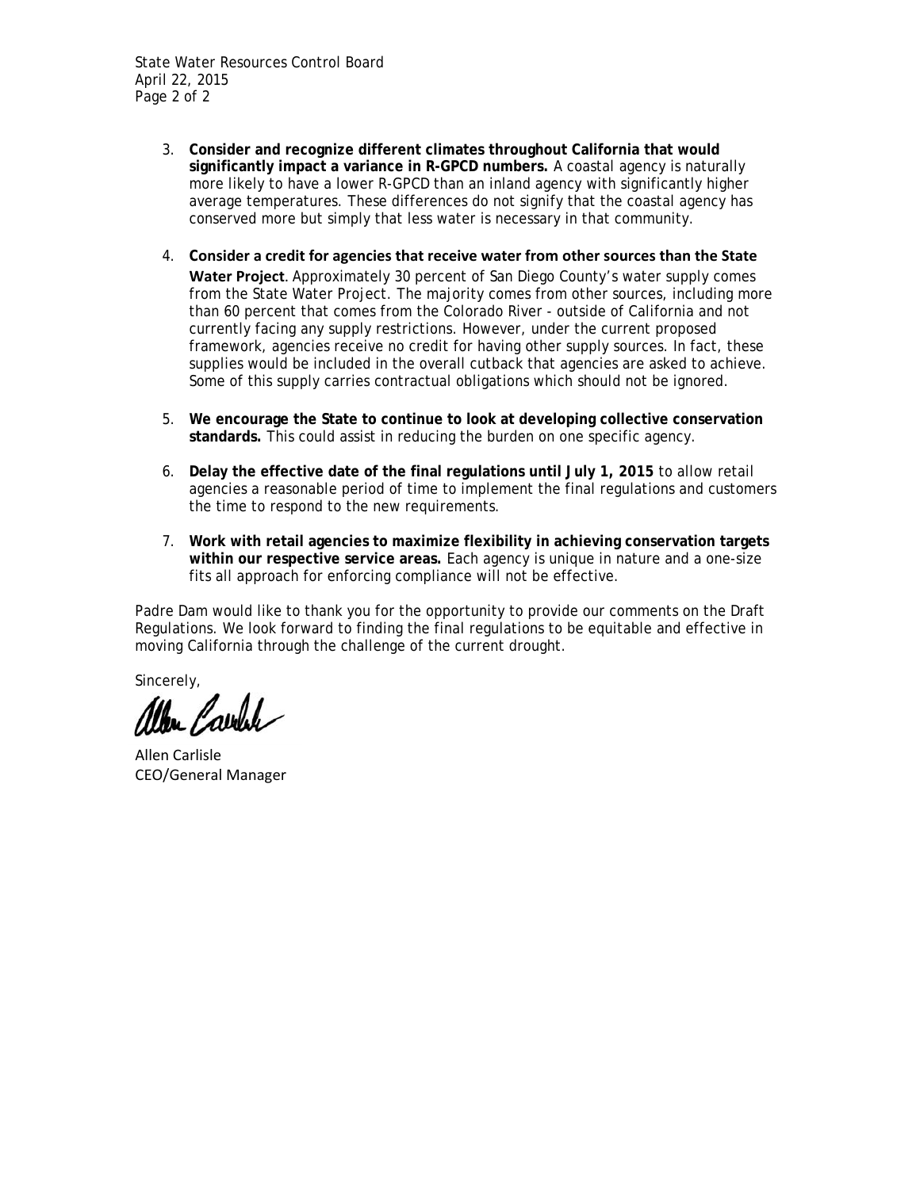3. **Consider and recognize different climates throughout California that would significantly impact a variance in R-GPCD numbers.** A coastal agency is naturally more likely to have a lower R-GPCD than an inland agency with significantly higher average temperatures. These differences do not signify that the coastal agency has conserved more but simply that less water is necessary in that community.

4. **Consider a credit for agencies that receive water from other sources than the State Water Project**. Approximately 30 percent of San Diego County's water supply comes from the State Water Project. The majority comes from other sources, including more than 60 percent that comes from the Colorado River - outside of California and not currently facing any supply restrictions. However, under the current proposed framework, agencies receive no credit for having other supply sources. In fact, these supplies would be included in the overall cutback that agencies are asked to achieve. Some of this supply carries contractual obligations which should not be ignored.

5. **We encourage the State to continue to look at developing collective conservation standards.** This could assist in reducing the burden on one specific agency.

6. **Delay the effective date of the final regulations until July 1, 2015** to allow retail agencies a reasonable period of time to implement the final regulations and customers the time to respond to the new requirements.

7. **Work with retail agencies to maximize flexibility in achieving conservation targets within our respective service areas.** Each agency is unique in nature and a one-size fits all approach for enforcing compliance will not be effective.

Padre Dam would like to thank you for the opportunity to provide our comments on the Draft Regulations. We look forward to finding the final regulations to be equitable and effective in moving California through the challenge of the current drought.

Sincerely,

Allen Carlisle
CEO/General Manager